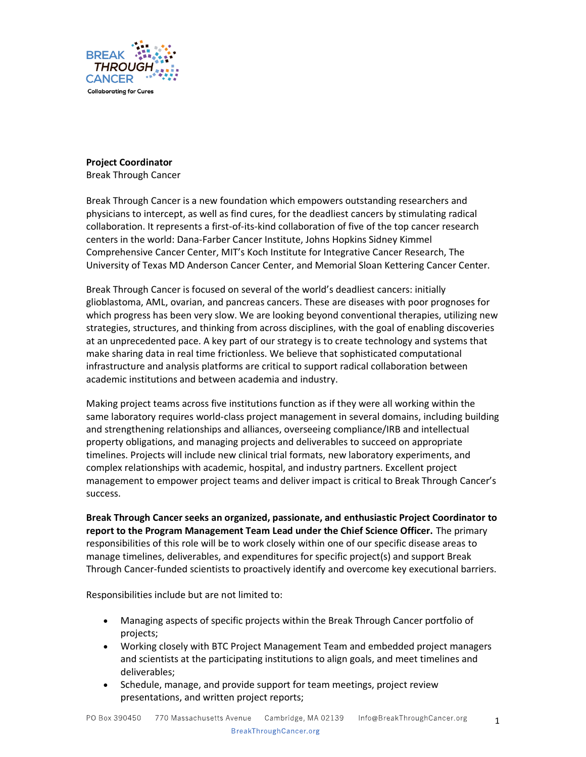**Project Coordinator**
Break Through Cancer

Break Through Cancer is a new foundation which empowers outstanding researchers and physicians to intercept, as well as find cures, for the deadliest cancers by stimulating radical collaboration. It represents a first-of-its-kind collaboration of five of the top cancer research centers in the world: Dana-Farber Cancer Institute, Johns Hopkins Sidney Kimmel Comprehensive Cancer Center, MIT's Koch Institute for Integrative Cancer Research, The University of Texas MD Anderson Cancer Center, and Memorial Sloan Kettering Cancer Center.

Break Through Cancer is focused on several of the world's deadliest cancers: initially glioblastoma, AML, ovarian, and pancreas cancers. These are diseases with poor prognoses for which progress has been very slow. We are looking beyond conventional therapies, utilizing new strategies, structures, and thinking from across disciplines, with the goal of enabling discoveries at an unprecedented pace. A key part of our strategy is to create technology and systems that make sharing data in real time frictionless. We believe that sophisticated computational infrastructure and analysis platforms are critical to support radical collaboration between academic institutions and between academia and industry.

Making project teams across five institutions function as if they were all working within the same laboratory requires world-class project management in several domains, including building and strengthening relationships and alliances, overseeing compliance/IRB and intellectual property obligations, and managing projects and deliverables to succeed on appropriate timelines. Projects will include new clinical trial formats, new laboratory experiments, and complex relationships with academic, hospital, and industry partners. Excellent project management to empower project teams and deliver impact is critical to Break Through Cancer's success.

**Break Through Cancer seeks an organized, passionate, and enthusiastic Project Coordinator to report to the Program Management Team Lead under the Chief Science Officer.** The primary responsibilities of this role will be to work closely within one of our specific disease areas to manage timelines, deliverables, and expenditures for specific project(s) and support Break Through Cancer-funded scientists to proactively identify and overcome key executional barriers.

Responsibilities include but are not limited to:

- Managing aspects of specific projects within the Break Through Cancer portfolio of projects;
- Working closely with BTC Project Management Team and embedded project managers and scientists at the participating institutions to align goals, and meet timelines and deliverables;
- Schedule, manage, and provide support for team meetings, project review presentations, and written project reports;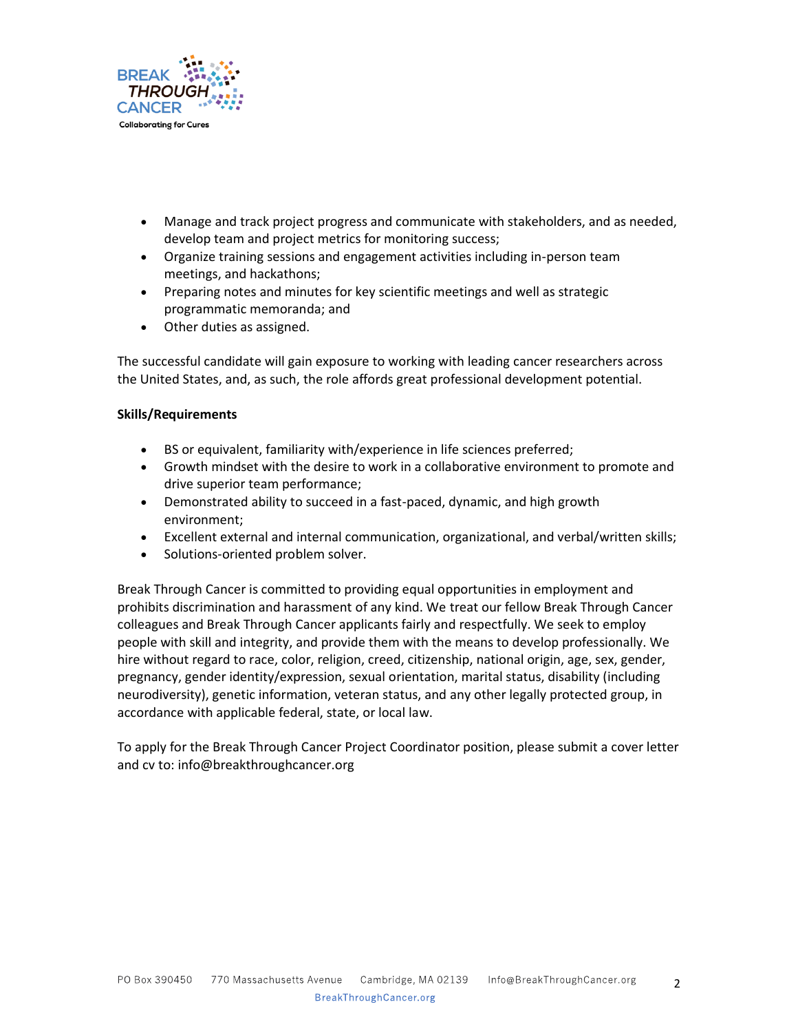- Manage and track project progress and communicate with stakeholders, and as needed, develop team and project metrics for monitoring success;
- Organize training sessions and engagement activities including in-person team meetings, and hackathons;
- Preparing notes and minutes for key scientific meetings and well as strategic programmatic memoranda; and
- Other duties as assigned.

The successful candidate will gain exposure to working with leading cancer researchers across the United States, and, as such, the role affords great professional development potential.

**Skills/Requirements**

- BS or equivalent, familiarity with/experience in life sciences preferred;
- Growth mindset with the desire to work in a collaborative environment to promote and drive superior team performance;
- Demonstrated ability to succeed in a fast-paced, dynamic, and high growth environment;
- Excellent external and internal communication, organizational, and verbal/written skills;
- Solutions-oriented problem solver.

Break Through Cancer is committed to providing equal opportunities in employment and prohibits discrimination and harassment of any kind. We treat our fellow Break Through Cancer colleagues and Break Through Cancer applicants fairly and respectfully. We seek to employ people with skill and integrity, and provide them with the means to develop professionally. We hire without regard to race, color, religion, creed, citizenship, national origin, age, sex, gender, pregnancy, gender identity/expression, sexual orientation, marital status, disability (including neurodiversity), genetic information, veteran status, and any other legally protected group, in accordance with applicable federal, state, or local law.

To apply for the Break Through Cancer Project Coordinator position, please submit a cover letter and cv to: info@breakthroughcancer.org